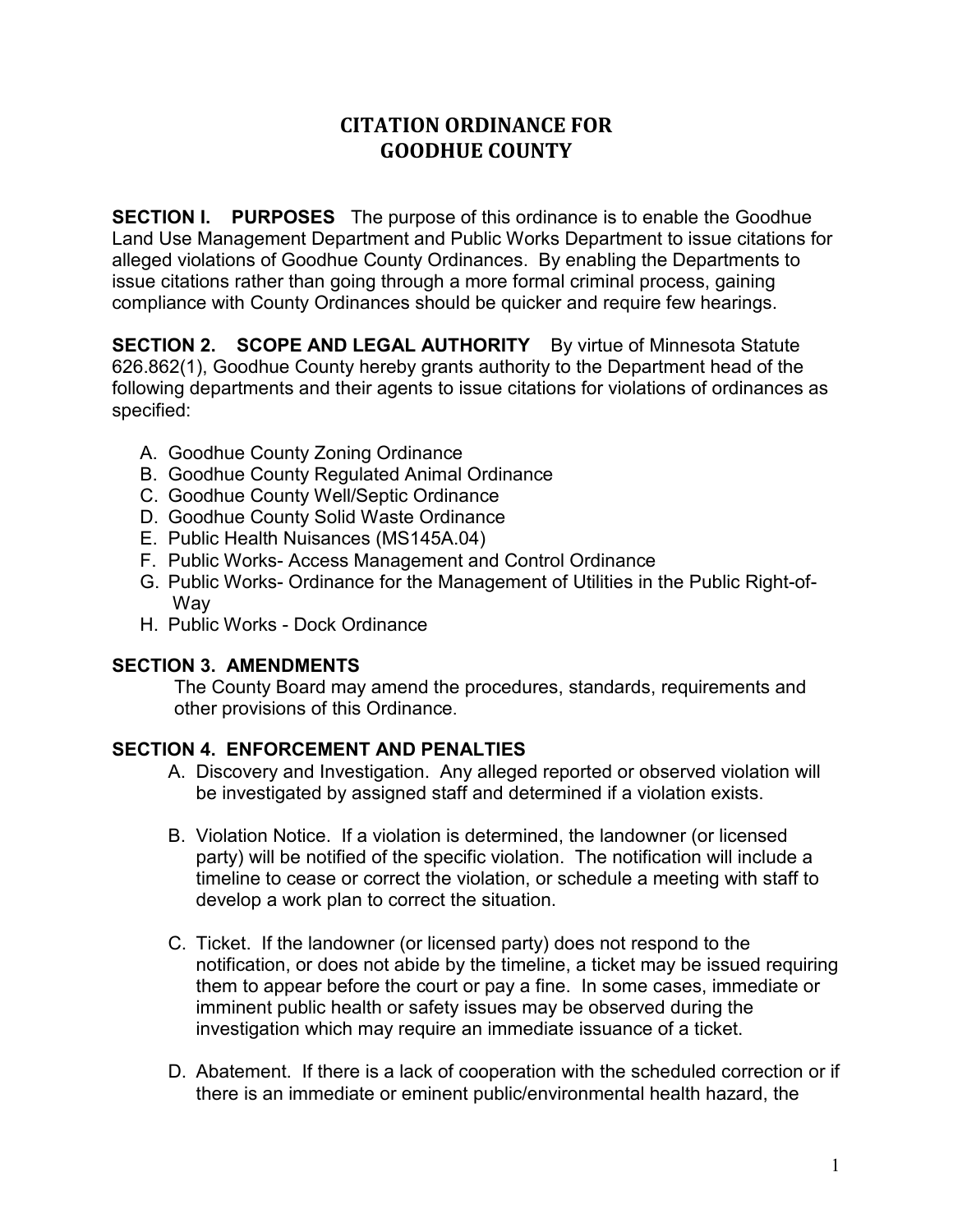# CITATION ORDINANCE FOR GOODHUE COUNTY

**SECTION I. PURPOSES** The purpose of this ordinance is to enable the Goodhue Land Use Management Department and Public Works Department to issue citations for alleged violations of Goodhue County Ordinances. By enabling the Departments to issue citations rather than going through a more formal criminal process, gaining compliance with County Ordinances should be quicker and require few hearings.

**SECTION 2. SCOPE AND LEGAL AUTHORITY** By virtue of Minnesota Statute 626.862(1), Goodhue County hereby grants authority to the Department head of the following departments and their agents to issue citations for violations of ordinances as specified:

A. Goodhue County Zoning Ordinance
B. Goodhue County Regulated Animal Ordinance
C. Goodhue County Well/Septic Ordinance
D. Goodhue County Solid Waste Ordinance
E. Public Health Nuisances (MS145A.04)
F. Public Works- Access Management and Control Ordinance
G. Public Works- Ordinance for the Management of Utilities in the Public Right-of-Way
H. Public Works - Dock Ordinance

**SECTION 3. AMENDMENTS**

The County Board may amend the procedures, standards, requirements and other provisions of this Ordinance.

**SECTION 4. ENFORCEMENT AND PENALTIES**

A. Discovery and Investigation. Any alleged reported or observed violation will be investigated by assigned staff and determined if a violation exists.

B. Violation Notice. If a violation is determined, the landowner (or licensed party) will be notified of the specific violation. The notification will include a timeline to cease or correct the violation, or schedule a meeting with staff to develop a work plan to correct the situation.

C. Ticket. If the landowner (or licensed party) does not respond to the notification, or does not abide by the timeline, a ticket may be issued requiring them to appear before the court or pay a fine. In some cases, immediate or imminent public health or safety issues may be observed during the investigation which may require an immediate issuance of a ticket.

D. Abatement. If there is a lack of cooperation with the scheduled correction or if there is an immediate or eminent public/environmental health hazard, the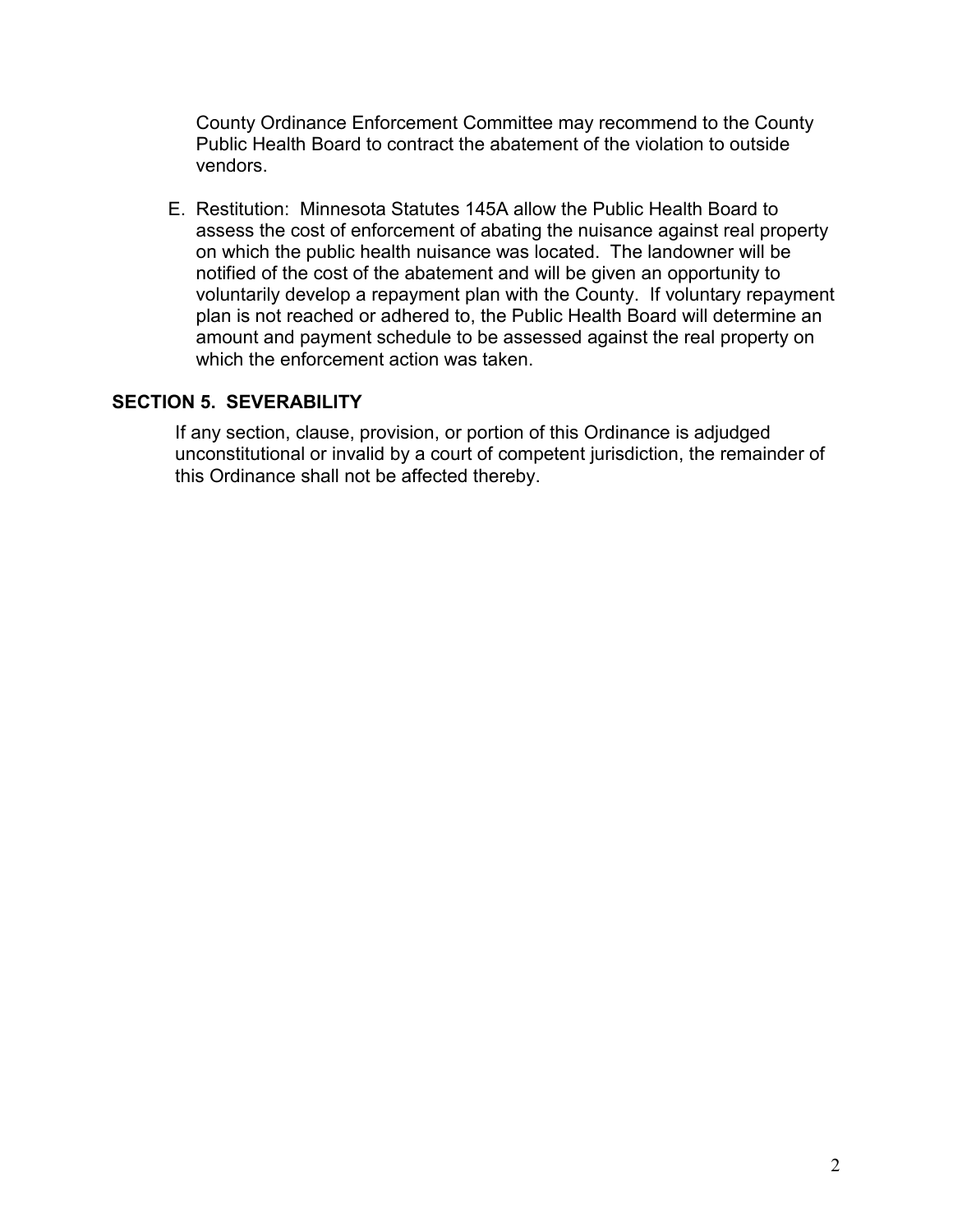County Ordinance Enforcement Committee may recommend to the County Public Health Board to contract the abatement of the violation to outside vendors.

E. Restitution: Minnesota Statutes 145A allow the Public Health Board to assess the cost of enforcement of abating the nuisance against real property on which the public health nuisance was located. The landowner will be notified of the cost of the abatement and will be given an opportunity to voluntarily develop a repayment plan with the County. If voluntary repayment plan is not reached or adhered to, the Public Health Board will determine an amount and payment schedule to be assessed against the real property on which the enforcement action was taken.

## SECTION 5. SEVERABILITY

If any section, clause, provision, or portion of this Ordinance is adjudged unconstitutional or invalid by a court of competent jurisdiction, the remainder of this Ordinance shall not be affected thereby.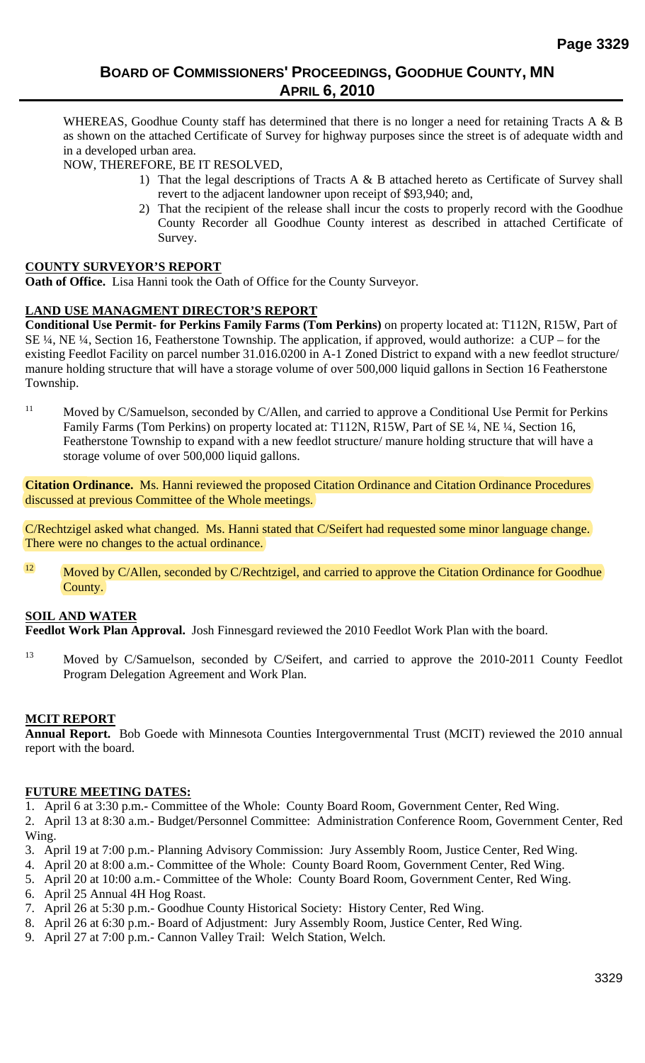WHEREAS, Goodhue County staff has determined that there is no longer a need for retaining Tracts A & B as shown on the attached Certificate of Survey for highway purposes since the street is of adequate width and in a developed urban area.

NOW, THEREFORE, BE IT RESOLVED,

1) That the legal descriptions of Tracts A & B attached hereto as Certificate of Survey shall revert to the adjacent landowner upon receipt of $93,940; and,
2) That the recipient of the release shall incur the costs to properly record with the Goodhue County Recorder all Goodhue County interest as described in attached Certificate of Survey.

**COUNTY SURVEYOR'S REPORT**

**Oath of Office.** Lisa Hanni took the Oath of Office for the County Surveyor.

**LAND USE MANAGMENT DIRECTOR'S REPORT**

**Conditional Use Permit- for Perkins Family Farms (Tom Perkins)** on property located at: T112N, R15W, Part of SE ¼, NE ¼, Section 16, Featherstone Township. The application, if approved, would authorize: a CUP – for the existing Feedlot Facility on parcel number 31.016.0200 in A-1 Zoned District to expand with a new feedlot structure/ manure holding structure that will have a storage volume of over 500,000 liquid gallons in Section 16 Featherstone Township.

[11] Moved by C/Samuelson, seconded by C/Allen, and carried to approve a Conditional Use Permit for Perkins Family Farms (Tom Perkins) on property located at: T112N, R15W, Part of SE ¼, NE ¼, Section 16, Featherstone Township to expand with a new feedlot structure/ manure holding structure that will have a storage volume of over 500,000 liquid gallons.

**Citation Ordinance.** Ms. Hanni reviewed the proposed Citation Ordinance and Citation Ordinance Procedures discussed at previous Committee of the Whole meetings.

C/Rechtzigel asked what changed. Ms. Hanni stated that C/Seifert had requested some minor language change. There were no changes to the actual ordinance.

[12] Moved by C/Allen, seconded by C/Rechtzigel, and carried to approve the Citation Ordinance for Goodhue County.

**SOIL AND WATER**

**Feedlot Work Plan Approval.** Josh Finnesgard reviewed the 2010 Feedlot Work Plan with the board.

[13] Moved by C/Samuelson, seconded by C/Seifert, and carried to approve the 2010-2011 County Feedlot Program Delegation Agreement and Work Plan.

**MCIT REPORT**

**Annual Report.** Bob Goede with Minnesota Counties Intergovernmental Trust (MCIT) reviewed the 2010 annual report with the board.

**FUTURE MEETING DATES:**

1. April 6 at 3:30 p.m.- Committee of the Whole: County Board Room, Government Center, Red Wing.
2. April 13 at 8:30 a.m.- Budget/Personnel Committee: Administration Conference Room, Government Center, Red Wing.
3. April 19 at 7:00 p.m.- Planning Advisory Commission: Jury Assembly Room, Justice Center, Red Wing.
4. April 20 at 8:00 a.m.- Committee of the Whole: County Board Room, Government Center, Red Wing.
5. April 20 at 10:00 a.m.- Committee of the Whole: County Board Room, Government Center, Red Wing.
6. April 25 Annual 4H Hog Roast.
7. April 26 at 5:30 p.m.- Goodhue County Historical Society: History Center, Red Wing.
8. April 26 at 6:30 p.m.- Board of Adjustment: Jury Assembly Room, Justice Center, Red Wing.
9. April 27 at 7:00 p.m.- Cannon Valley Trail: Welch Station, Welch.